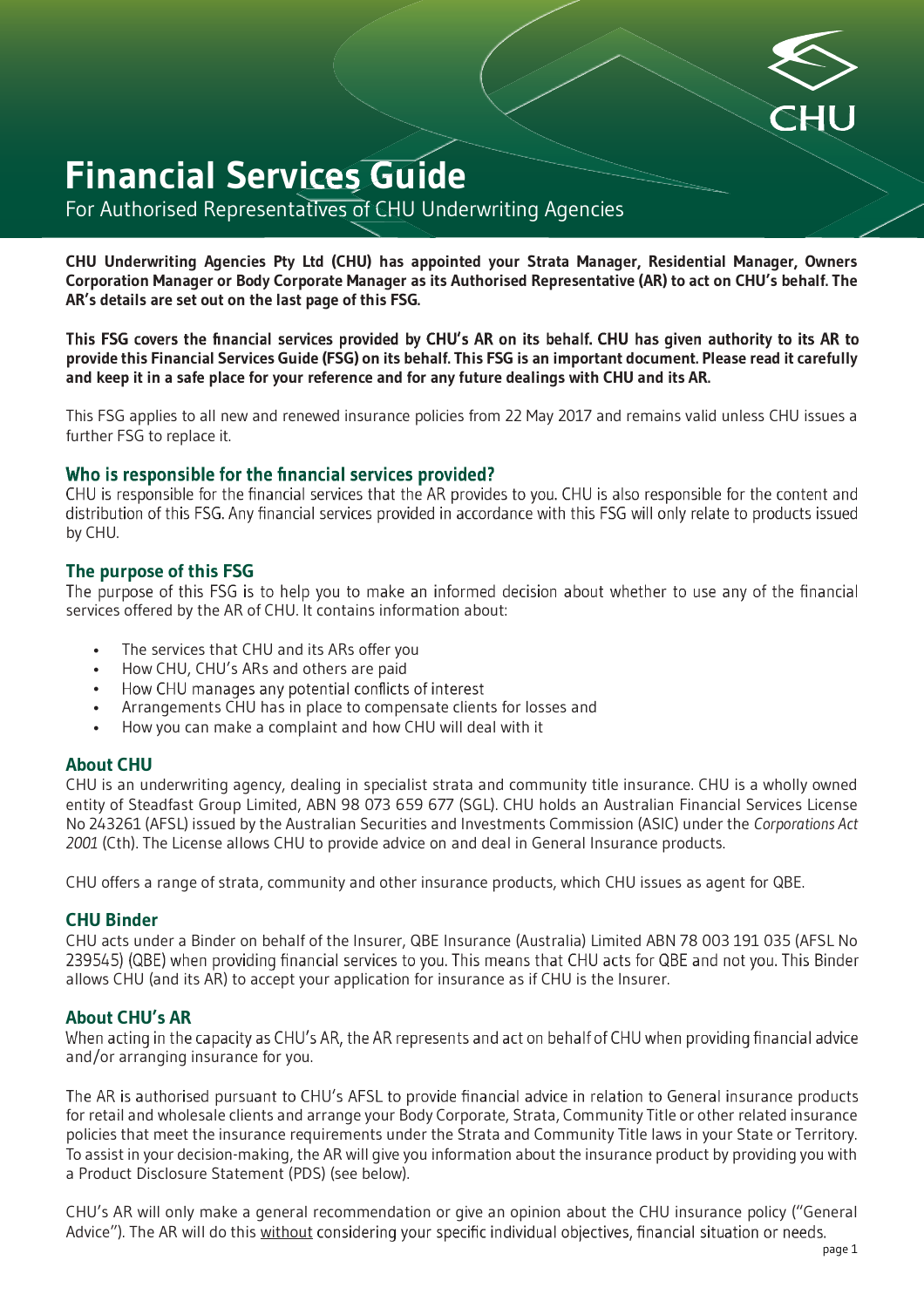# Financial Services Guide

For Authorised Representatives of CHU Underwriting Agencies

**CHU Underwriting Agencies Pty Ltd (CHU) has appointed your Strata Manager, Residential Manager, Owners Corporation Manager or Body Corporate Manager as its Authorised Representative (AR) to act on CHU's behalf. The AR's details are set out on the last page of this FSG.**

**This FSG covers the financial services provided by CHU's AR on its behalf. CHU has given authority to its AR to provide this Financial Services Guide (FSG) on its behalf. This FSG is an important document. Please read it carefully and keep it in a safe place for your reference and for any future dealings with CHU and its AR.**

This FSG applies to all new and renewed insurance policies from 22 May 2017 and remains valid unless CHU issues a further FSG to replace it.

## Who is responsible for the financial services provided?

CHU is responsible for the financial services that the AR provides to you. CHU is also responsible for the content and distribution of this FSG. Any financial services provided in accordance with this FSG will only relate to products issued by CHU.

## The purpose of this FSG

The purpose of this FSG is to help you to make an informed decision about whether to use any of the financial services offered by the AR of CHU. It contains information about:

- The services that CHU and its ARs offer you
- How CHU, CHU's ARs and others are paid
- How CHU manages any potential conflicts of interest
- Arrangements CHU has in place to compensate clients for losses and
- How you can make a complaint and how CHU will deal with it

## About CHU

CHU is an underwriting agency, dealing in specialist strata and community title insurance. CHU is a wholly owned entity of Steadfast Group Limited, ABN 98 073 659 677 (SGL). CHU holds an Australian Financial Services License No 243261 (AFSL) issued by the Australian Securities and Investments Commission (ASIC) under the *Corporations Act 2001* (Cth). The License allows CHU to provide advice on and deal in General Insurance products.

CHU offers a range of strata, community and other insurance products, which CHU issues as agent for QBE.

## CHU Binder

CHU acts under a Binder on behalf of the Insurer, QBE Insurance (Australia) Limited ABN 78 003 191 035 (AFSL No 239545) (QBE) when providing financial services to you. This means that CHU acts for QBE and not you. This Binder allows CHU (and its AR) to accept your application for insurance as if CHU is the Insurer.

## About CHU's AR

When acting in the capacity as CHU's AR, the AR represents and act on behalf of CHU when providing financial advice and/or arranging insurance for you.

The AR is authorised pursuant to CHU's AFSL to provide financial advice in relation to General insurance products for retail and wholesale clients and arrange your Body Corporate, Strata, Community Title or other related insurance policies that meet the insurance requirements under the Strata and Community Title laws in your State or Territory. To assist in your decision-making, the AR will give you information about the insurance product by providing you with a Product Disclosure Statement (PDS) (see below).

CHU's AR will only make a general recommendation or give an opinion about the CHU insurance policy ("General Advice"). The AR will do this <u>without</u> considering your specific individual objectives, financial situation or needs.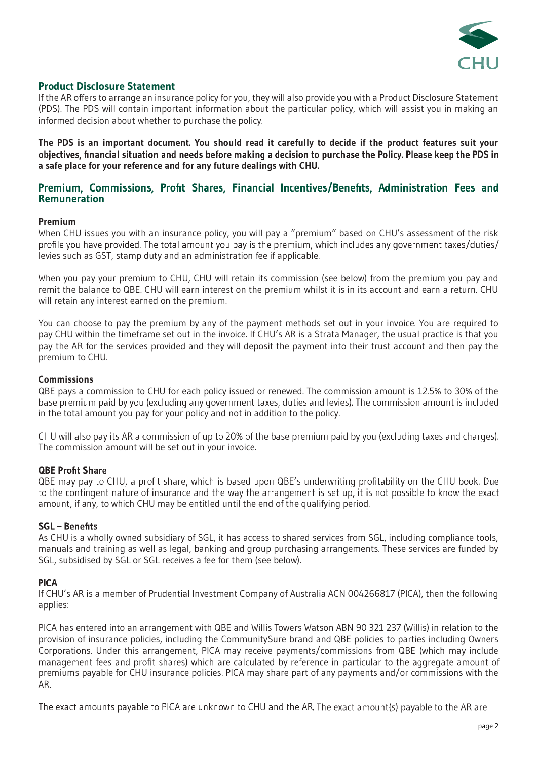## Product Disclosure Statement

If the AR offers to arrange an insurance policy for you, they will also provide you with a Product Disclosure Statement (PDS). The PDS will contain important information about the particular policy, which will assist you in making an informed decision about whether to purchase the policy.

**The PDS is an important document. You should read it carefully to decide if the product features suit your objectives, financial situation and needs before making a decision to purchase the Policy. Please keep the PDS in a safe place for your reference and for any future dealings with CHU.**

## Premium, Commissions, Profit Shares, Financial Incentives/Benefits, Administration Fees and Remuneration

### Premium

When CHU issues you with an insurance policy, you will pay a "premium" based on CHU's assessment of the risk profile you have provided. The total amount you pay is the premium, which includes any government taxes/duties/levies such as GST, stamp duty and an administration fee if applicable.

When you pay your premium to CHU, CHU will retain its commission (see below) from the premium you pay and remit the balance to QBE. CHU will earn interest on the premium whilst it is in its account and earn a return. CHU will retain any interest earned on the premium.

You can choose to pay the premium by any of the payment methods set out in your invoice. You are required to pay CHU within the timeframe set out in the invoice. If CHU's AR is a Strata Manager, the usual practice is that you pay the AR for the services provided and they will deposit the payment into their trust account and then pay the premium to CHU.

### Commissions

QBE pays a commission to CHU for each policy issued or renewed. The commission amount is 12.5% to 30% of the base premium paid by you (excluding any government taxes, duties and levies). The commission amount is included in the total amount you pay for your policy and not in addition to the policy.

CHU will also pay its AR a commission of up to 20% of the base premium paid by you (excluding taxes and charges). The commission amount will be set out in your invoice.

### QBE Profit Share

QBE may pay to CHU, a profit share, which is based upon QBE's underwriting profitability on the CHU book. Due to the contingent nature of insurance and the way the arrangement is set up, it is not possible to know the exact amount, if any, to which CHU may be entitled until the end of the qualifying period.

### SGL – Benefits

As CHU is a wholly owned subsidiary of SGL, it has access to shared services from SGL, including compliance tools, manuals and training as well as legal, banking and group purchasing arrangements. These services are funded by SGL, subsidised by SGL or SGL receives a fee for them (see below).

### PICA

If CHU's AR is a member of Prudential Investment Company of Australia ACN 004266817 (PICA), then the following applies:

PICA has entered into an arrangement with QBE and Willis Towers Watson ABN 90 321 237 (Willis) in relation to the provision of insurance policies, including the CommunitySure brand and QBE policies to parties including Owners Corporations. Under this arrangement, PICA may receive payments/commissions from QBE (which may include management fees and profit shares) which are calculated by reference in particular to the aggregate amount of premiums payable for CHU insurance policies. PICA may share part of any payments and/or commissions with the AR.

The exact amounts payable to PICA are unknown to CHU and the AR. The exact amount(s) payable to the AR are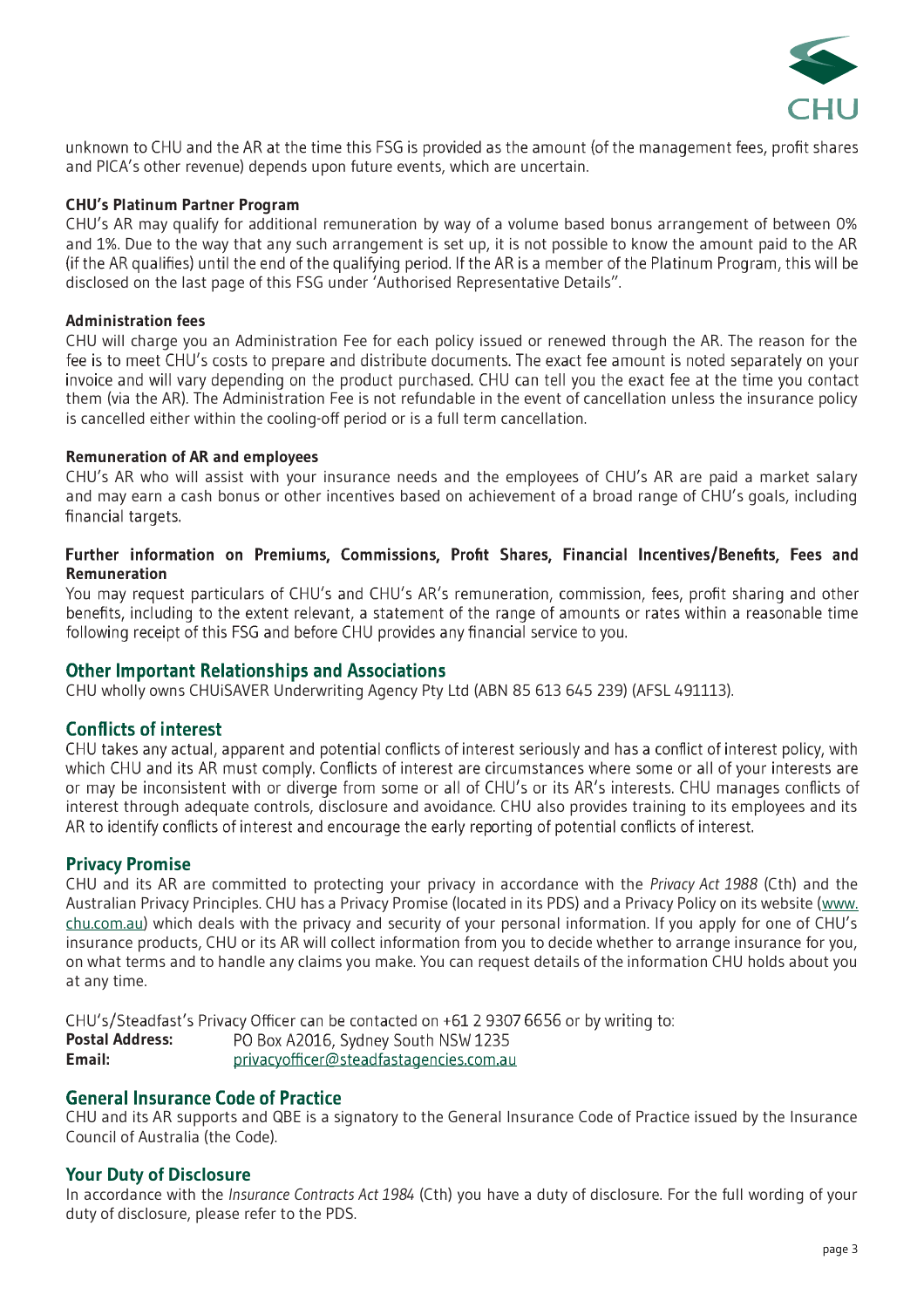unknown to CHU and the AR at the time this FSG is provided as the amount (of the management fees, profit shares and PICA's other revenue) depends upon future events, which are uncertain.

**CHU's Platinum Partner Program**

CHU's AR may qualify for additional remuneration by way of a volume based bonus arrangement of between 0% and 1%. Due to the way that any such arrangement is set up, it is not possible to know the amount paid to the AR (if the AR qualifies) until the end of the qualifying period. If the AR is a member of the Platinum Program, this will be disclosed on the last page of this FSG under 'Authorised Representative Details".

**Administration fees**

CHU will charge you an Administration Fee for each policy issued or renewed through the AR. The reason for the fee is to meet CHU's costs to prepare and distribute documents. The exact fee amount is noted separately on your invoice and will vary depending on the product purchased. CHU can tell you the exact fee at the time you contact them (via the AR). The Administration Fee is not refundable in the event of cancellation unless the insurance policy is cancelled either within the cooling-off period or is a full term cancellation.

**Remuneration of AR and employees**

CHU's AR who will assist with your insurance needs and the employees of CHU's AR are paid a market salary and may earn a cash bonus or other incentives based on achievement of a broad range of CHU's goals, including financial targets.

**Further information on Premiums, Commissions, Profit Shares, Financial Incentives/Benefits, Fees and Remuneration**

You may request particulars of CHU's and CHU's AR's remuneration, commission, fees, profit sharing and other benefits, including to the extent relevant, a statement of the range of amounts or rates within a reasonable time following receipt of this FSG and before CHU provides any financial service to you.

## Other Important Relationships and Associations

CHU wholly owns CHUiSAVER Underwriting Agency Pty Ltd (ABN 85 613 645 239) (AFSL 491113).

## Conflicts of interest

CHU takes any actual, apparent and potential conflicts of interest seriously and has a conflict of interest policy, with which CHU and its AR must comply. Conflicts of interest are circumstances where some or all of your interests are or may be inconsistent with or diverge from some or all of CHU's or its AR's interests. CHU manages conflicts of interest through adequate controls, disclosure and avoidance. CHU also provides training to its employees and its AR to identify conflicts of interest and encourage the early reporting of potential conflicts of interest.

## Privacy Promise

CHU and its AR are committed to protecting your privacy in accordance with the *Privacy Act 1988* (Cth) and the Australian Privacy Principles. CHU has a Privacy Promise (located in its PDS) and a Privacy Policy on its website (www.chu.com.au) which deals with the privacy and security of your personal information. If you apply for one of CHU's insurance products, CHU or its AR will collect information from you to decide whether to arrange insurance for you, on what terms and to handle any claims you make. You can request details of the information CHU holds about you at any time.

CHU's/Steadfast's Privacy Officer can be contacted on +61 2 9307 6656 or by writing to:

**Postal Address:** PO Box A2016, Sydney South NSW 1235
**Email:** privacyofficer@steadfastagencies.com.au

## General Insurance Code of Practice

CHU and its AR supports and QBE is a signatory to the General Insurance Code of Practice issued by the Insurance Council of Australia (the Code).

## Your Duty of Disclosure

In accordance with the *Insurance Contracts Act 1984* (Cth) you have a duty of disclosure. For the full wording of your duty of disclosure, please refer to the PDS.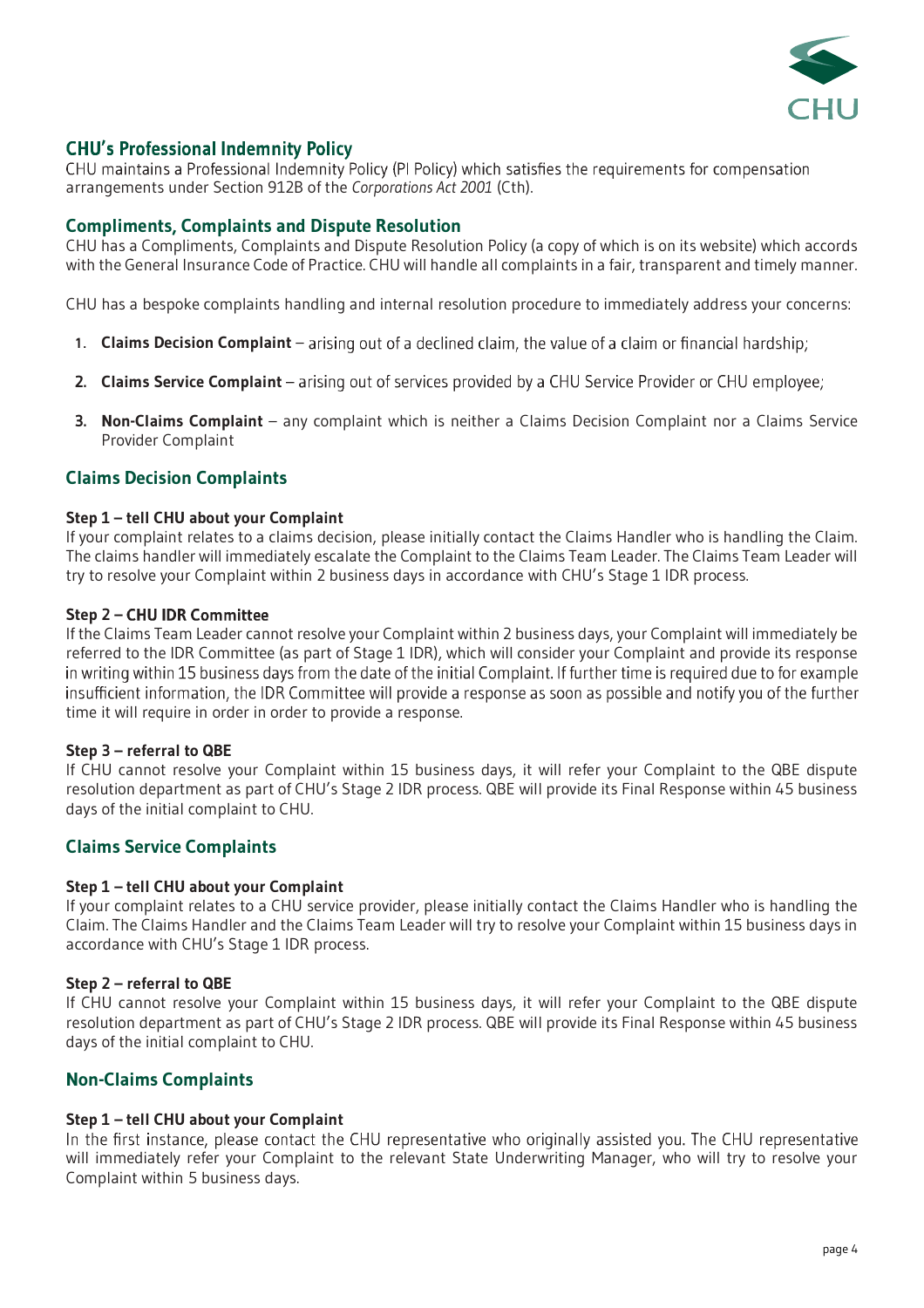## CHU's Professional Indemnity Policy

CHU maintains a Professional Indemnity Policy (PI Policy) which satisfies the requirements for compensation arrangements under Section 912B of the *Corporations Act 2001* (Cth).

## Compliments, Complaints and Dispute Resolution

CHU has a Compliments, Complaints and Dispute Resolution Policy (a copy of which is on its website) which accords with the General Insurance Code of Practice. CHU will handle all complaints in a fair, transparent and timely manner.

CHU has a bespoke complaints handling and internal resolution procedure to immediately address your concerns:

1. **Claims Decision Complaint** – arising out of a declined claim, the value of a claim or financial hardship;
2. **Claims Service Complaint** – arising out of services provided by a CHU Service Provider or CHU employee;
3. **Non-Claims Complaint** – any complaint which is neither a Claims Decision Complaint nor a Claims Service Provider Complaint

## Claims Decision Complaints

**Step 1 – tell CHU about your Complaint**

If your complaint relates to a claims decision, please initially contact the Claims Handler who is handling the Claim. The claims handler will immediately escalate the Complaint to the Claims Team Leader. The Claims Team Leader will try to resolve your Complaint within 2 business days in accordance with CHU's Stage 1 IDR process.

**Step 2 – CHU IDR Committee**

If the Claims Team Leader cannot resolve your Complaint within 2 business days, your Complaint will immediately be referred to the IDR Committee (as part of Stage 1 IDR), which will consider your Complaint and provide its response in writing within 15 business days from the date of the initial Complaint. If further time is required due to for example insufficient information, the IDR Committee will provide a response as soon as possible and notify you of the further time it will require in order in order to provide a response.

**Step 3 – referral to QBE**

If CHU cannot resolve your Complaint within 15 business days, it will refer your Complaint to the QBE dispute resolution department as part of CHU's Stage 2 IDR process. QBE will provide its Final Response within 45 business days of the initial complaint to CHU.

## Claims Service Complaints

**Step 1 – tell CHU about your Complaint**

If your complaint relates to a CHU service provider, please initially contact the Claims Handler who is handling the Claim. The Claims Handler and the Claims Team Leader will try to resolve your Complaint within 15 business days in accordance with CHU's Stage 1 IDR process.

**Step 2 – referral to QBE**

If CHU cannot resolve your Complaint within 15 business days, it will refer your Complaint to the QBE dispute resolution department as part of CHU's Stage 2 IDR process. QBE will provide its Final Response within 45 business days of the initial complaint to CHU.

## Non-Claims Complaints

**Step 1 – tell CHU about your Complaint**

In the first instance, please contact the CHU representative who originally assisted you. The CHU representative will immediately refer your Complaint to the relevant State Underwriting Manager, who will try to resolve your Complaint within 5 business days.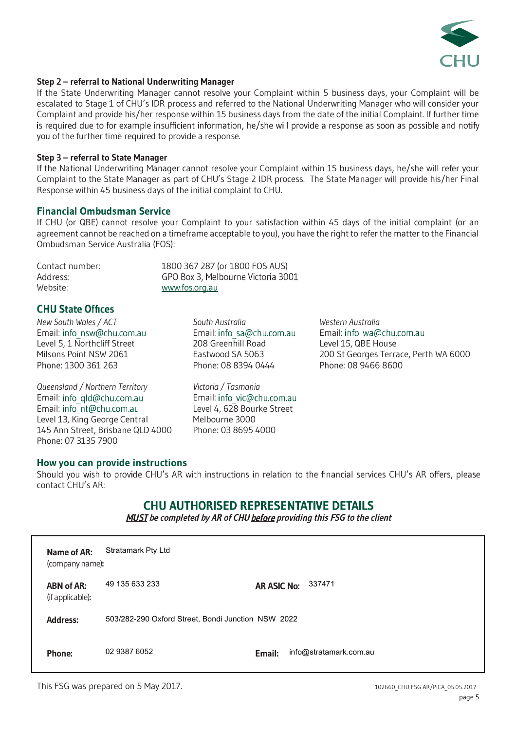**Step 2 – referral to National Underwriting Manager**

If the State Underwriting Manager cannot resolve your Complaint within 5 business days, your Complaint will be escalated to Stage 1 of CHU's IDR process and referred to the National Underwriting Manager who will consider your Complaint and provide his/her response within 15 business days from the date of the initial Complaint. If further time is required due to for example insufficient information, he/she will provide a response as soon as possible and notify you of the further time required to provide a response.

**Step 3 – referral to State Manager**

If the National Underwriting Manager cannot resolve your Complaint within 15 business days, he/she will refer your Complaint to the State Manager as part of CHU's Stage 2 IDR process. The State Manager will provide his/her Final Response within 45 business days of the initial complaint to CHU.

## Financial Ombudsman Service

If CHU (or QBE) cannot resolve your Complaint to your satisfaction within 45 days of the initial complaint (or an agreement cannot be reached on a timeframe acceptable to you), you have the right to refer the matter to the Financial Ombudsman Service Australia (FOS):

| | |
|---|---|
| Contact number: | 1800 367 287 (or 1800 FOS AUS) |
| Address: | GPO Box 3, Melbourne Victoria 3001 |
| Website: | www.fos.org.au |

## CHU State Offices

*New South Wales / ACT*
Email: info_nsw@chu.com.au
Level 5, 1 Northcliff Street
Milsons Point NSW 2061
Phone: 1300 361 263

*Queensland / Northern Territory*
Email: info_qld@chu.com.au
Email: info_nt@chu.com.au
Level 13, King George Central
145 Ann Street, Brisbane QLD 4000
Phone: 07 3135 7900

*South Australia*
Email: info_sa@chu.com.au
208 Greenhill Road
Eastwood SA 5063
Phone: 08 8394 0444

*Victoria / Tasmania*
Email: info_vic@chu.com.au
Level 4, 628 Bourke Street
Melbourne 3000
Phone: 03 8695 4000

*Western Australia*
Email: info_wa@chu.com.au
Level 15, QBE House
200 St Georges Terrace, Perth WA 6000
Phone: 08 9466 8600

## How you can provide instructions

Should you wish to provide CHU's AR with instructions in relation to the financial services CHU's AR offers, please contact CHU's AR:

## CHU AUTHORISED REPRESENTATIVE DETAILS

***MUST** be completed by AR of CHU **before** providing this FSG to the client*

| | | | |
|---|---|---|---|
| **Name of AR:** (company name)**:** | Stratamark Pty Ltd | | |
| **ABN of AR:** (if applicable)**:** | 49 135 633 233 | **AR ASIC No:** | 337471 |
| **Address:** | 503/282-290 Oxford Street, Bondi Junction NSW 2022 | | |
| **Phone:** | 02 9387 6052 | **Email:** | info@stratamark.com.au |

This FSG was prepared on 5 May 2017.

102660_CHU FSG AR/PICA_05.05.2017